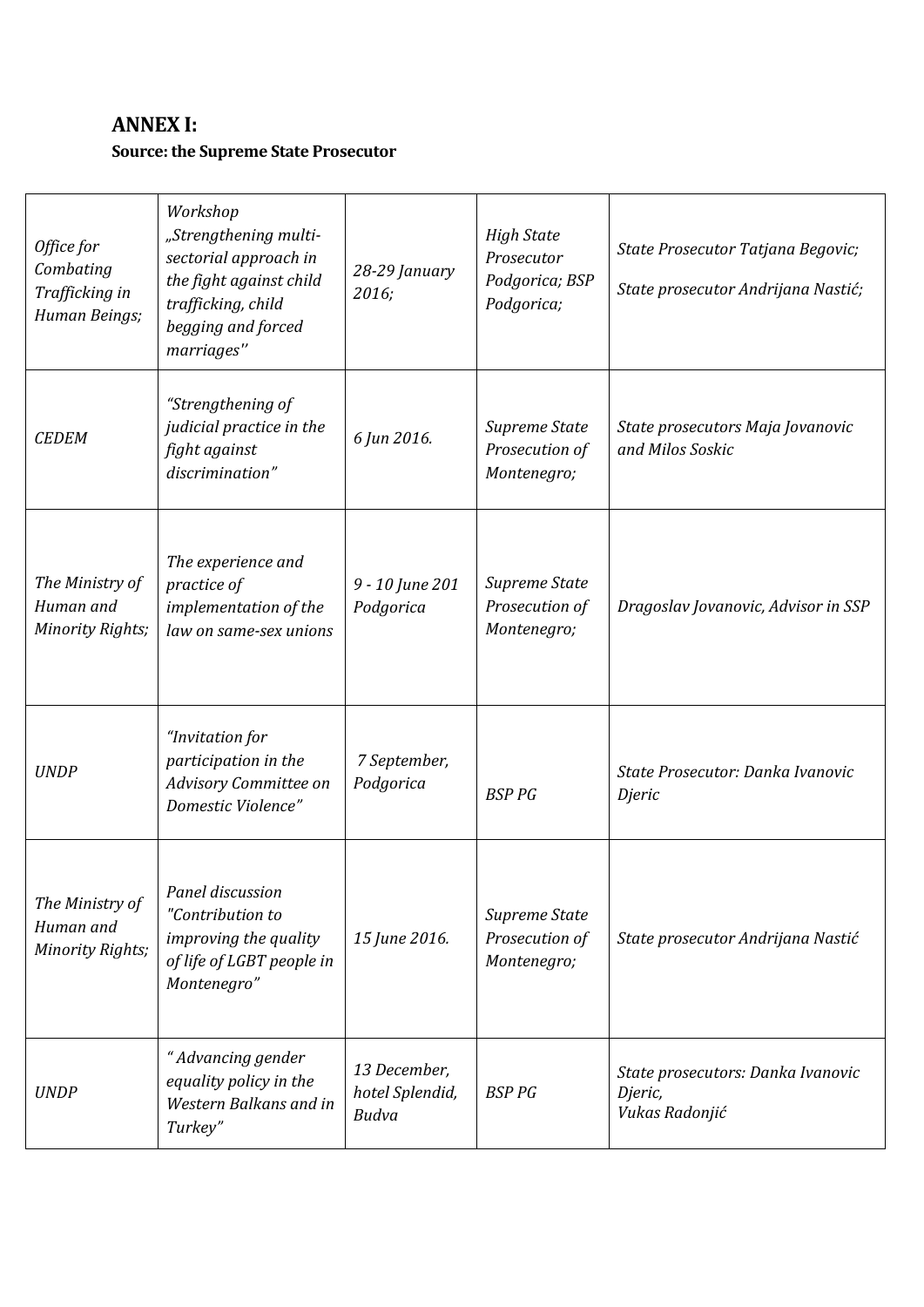## ANNEX I:

**Source: the Supreme State Prosecutor**

| | | | | |
|---|---|---|---|---|
| *Office for Combating Trafficking in Human Beings;* | *Workshop „Strengthening multi-sectorial approach in the fight against child trafficking, child begging and forced marriages''* | *28-29 January 2016;* | *High State Prosecutor Podgorica; BSP Podgorica;* | *State Prosecutor Tatjana Begovic;*<br>*State prosecutor Andrijana Nastić;* |
| *CEDEM* | *"Strengthening of judicial practice in the fight against discrimination"* | *6 Jun 2016.* | *Supreme State Prosecution of Montenegro;* | *State prosecutors Maja Jovanovic and Milos Soskic* |
| *The Ministry of Human and Minority Rights;* | *The experience and practice of implementation of the law on same-sex unions* | *9 - 10 June 201 Podgorica* | *Supreme State Prosecution of Montenegro;* | *Dragoslav Jovanovic, Advisor in SSP* |
| *UNDP* | *"Invitation for participation in the Advisory Committee on Domestic Violence"* | *7 September, Podgorica* | *BSP PG* | *State Prosecutor: Danka Ivanovic Djeric* |
| *The Ministry of Human and Minority Rights;* | *Panel discussion "Contribution to improving the quality of life of LGBT people in Montenegro"* | *15 June 2016.* | *Supreme State Prosecution of Montenegro;* | *State prosecutor Andrijana Nastić* |
| *UNDP* | *" Advancing gender equality policy in the Western Balkans and in Turkey"* | *13 December, hotel Splendid, Budva* | *BSP PG* | *State prosecutors: Danka Ivanovic Djeric,*<br>*Vukas Radonjić* |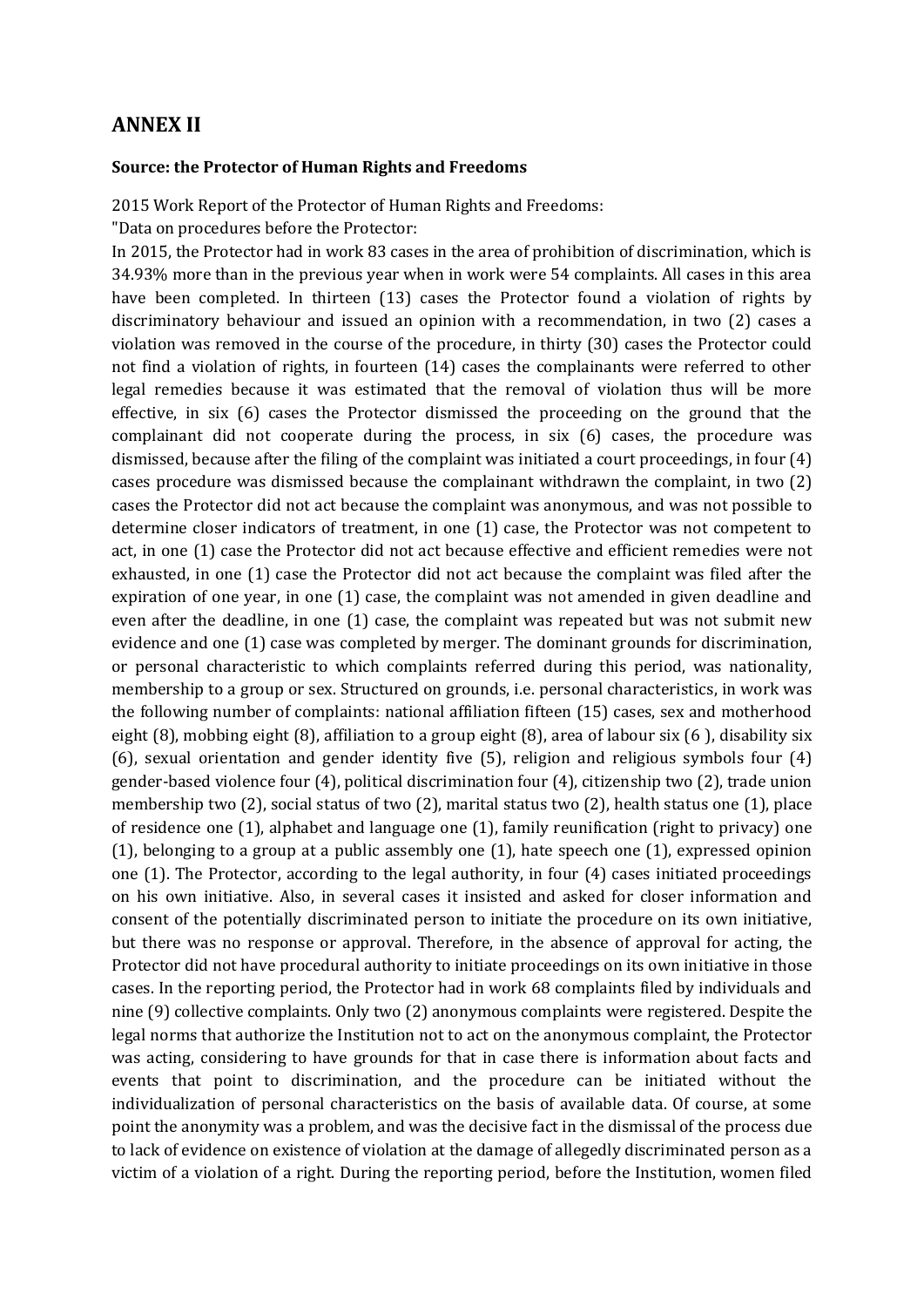## ANNEX II

**Source: the Protector of Human Rights and Freedoms**

2015 Work Report of the Protector of Human Rights and Freedoms:

"Data on procedures before the Protector:

In 2015, the Protector had in work 83 cases in the area of prohibition of discrimination, which is 34.93% more than in the previous year when in work were 54 complaints. All cases in this area have been completed. In thirteen (13) cases the Protector found a violation of rights by discriminatory behaviour and issued an opinion with a recommendation, in two (2) cases a violation was removed in the course of the procedure, in thirty (30) cases the Protector could not find a violation of rights, in fourteen (14) cases the complainants were referred to other legal remedies because it was estimated that the removal of violation thus will be more effective, in six (6) cases the Protector dismissed the proceeding on the ground that the complainant did not cooperate during the process, in six (6) cases, the procedure was dismissed, because after the filing of the complaint was initiated a court proceedings, in four (4) cases procedure was dismissed because the complainant withdrawn the complaint, in two (2) cases the Protector did not act because the complaint was anonymous, and was not possible to determine closer indicators of treatment, in one (1) case, the Protector was not competent to act, in one (1) case the Protector did not act because effective and efficient remedies were not exhausted, in one (1) case the Protector did not act because the complaint was filed after the expiration of one year, in one (1) case, the complaint was not amended in given deadline and even after the deadline, in one (1) case, the complaint was repeated but was not submit new evidence and one (1) case was completed by merger. The dominant grounds for discrimination, or personal characteristic to which complaints referred during this period, was nationality, membership to a group or sex. Structured on grounds, i.e. personal characteristics, in work was the following number of complaints: national affiliation fifteen (15) cases, sex and motherhood eight (8), mobbing eight (8), affiliation to a group eight (8), area of labour six (6 ), disability six (6), sexual orientation and gender identity five (5), religion and religious symbols four (4) gender-based violence four (4), political discrimination four (4), citizenship two (2), trade union membership two (2), social status of two (2), marital status two (2), health status one (1), place of residence one (1), alphabet and language one (1), family reunification (right to privacy) one (1), belonging to a group at a public assembly one (1), hate speech one (1), expressed opinion one (1). The Protector, according to the legal authority, in four (4) cases initiated proceedings on his own initiative. Also, in several cases it insisted and asked for closer information and consent of the potentially discriminated person to initiate the procedure on its own initiative, but there was no response or approval. Therefore, in the absence of approval for acting, the Protector did not have procedural authority to initiate proceedings on its own initiative in those cases. In the reporting period, the Protector had in work 68 complaints filed by individuals and nine (9) collective complaints. Only two (2) anonymous complaints were registered. Despite the legal norms that authorize the Institution not to act on the anonymous complaint, the Protector was acting, considering to have grounds for that in case there is information about facts and events that point to discrimination, and the procedure can be initiated without the individualization of personal characteristics on the basis of available data. Of course, at some point the anonymity was a problem, and was the decisive fact in the dismissal of the process due to lack of evidence on existence of violation at the damage of allegedly discriminated person as a victim of a violation of a right. During the reporting period, before the Institution, women filed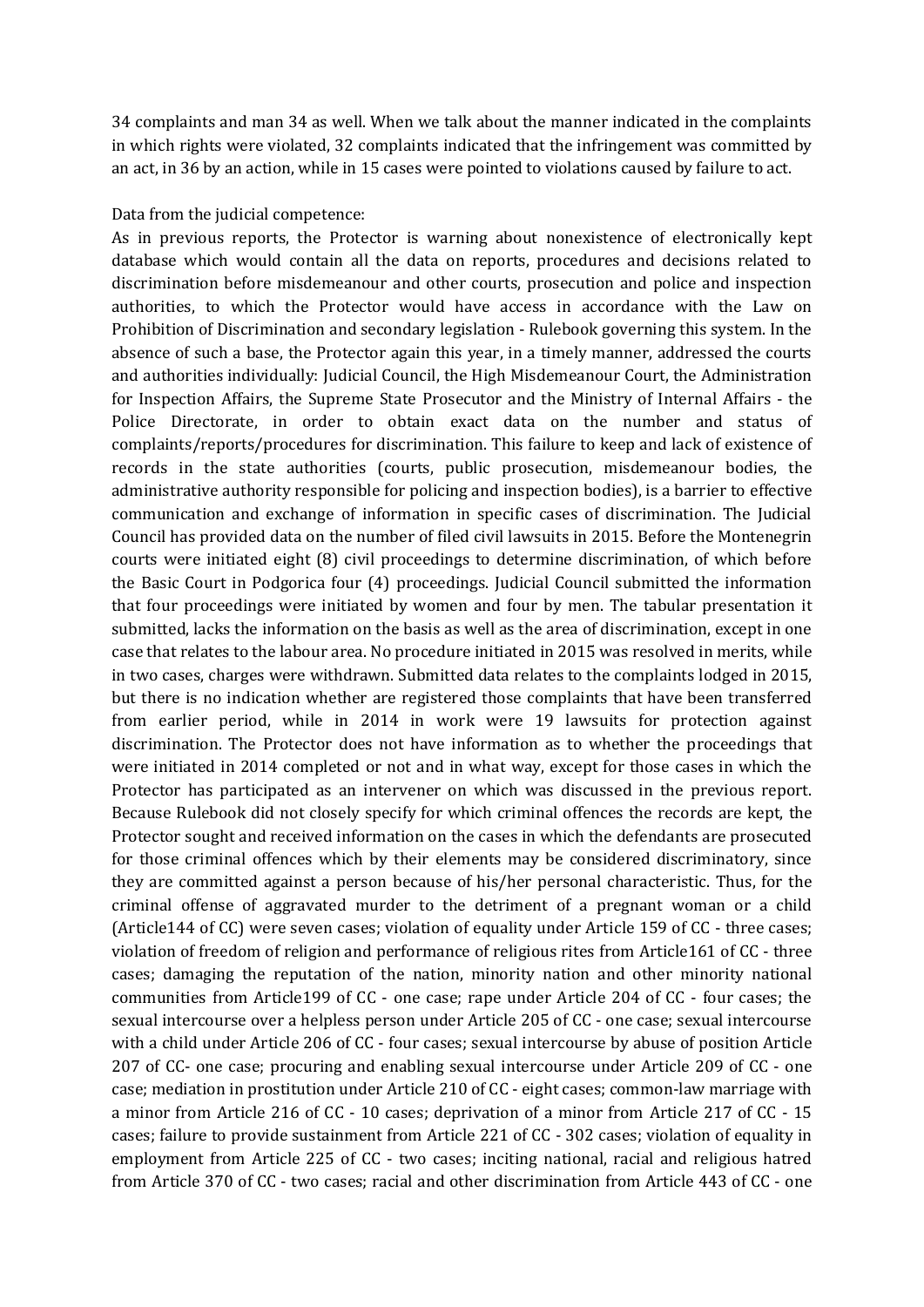34 complaints and man 34 as well. When we talk about the manner indicated in the complaints in which rights were violated, 32 complaints indicated that the infringement was committed by an act, in 36 by an action, while in 15 cases were pointed to violations caused by failure to act.

Data from the judicial competence:

As in previous reports, the Protector is warning about nonexistence of electronically kept database which would contain all the data on reports, procedures and decisions related to discrimination before misdemeanour and other courts, prosecution and police and inspection authorities, to which the Protector would have access in accordance with the Law on Prohibition of Discrimination and secondary legislation - Rulebook governing this system. In the absence of such a base, the Protector again this year, in a timely manner, addressed the courts and authorities individually: Judicial Council, the High Misdemeanour Court, the Administration for Inspection Affairs, the Supreme State Prosecutor and the Ministry of Internal Affairs - the Police Directorate, in order to obtain exact data on the number and status of complaints/reports/procedures for discrimination. This failure to keep and lack of existence of records in the state authorities (courts, public prosecution, misdemeanour bodies, the administrative authority responsible for policing and inspection bodies), is a barrier to effective communication and exchange of information in specific cases of discrimination. The Judicial Council has provided data on the number of filed civil lawsuits in 2015. Before the Montenegrin courts were initiated eight (8) civil proceedings to determine discrimination, of which before the Basic Court in Podgorica four (4) proceedings. Judicial Council submitted the information that four proceedings were initiated by women and four by men. The tabular presentation it submitted, lacks the information on the basis as well as the area of discrimination, except in one case that relates to the labour area. No procedure initiated in 2015 was resolved in merits, while in two cases, charges were withdrawn. Submitted data relates to the complaints lodged in 2015, but there is no indication whether are registered those complaints that have been transferred from earlier period, while in 2014 in work were 19 lawsuits for protection against discrimination. The Protector does not have information as to whether the proceedings that were initiated in 2014 completed or not and in what way, except for those cases in which the Protector has participated as an intervener on which was discussed in the previous report. Because Rulebook did not closely specify for which criminal offences the records are kept, the Protector sought and received information on the cases in which the defendants are prosecuted for those criminal offences which by their elements may be considered discriminatory, since they are committed against a person because of his/her personal characteristic. Thus, for the criminal offense of aggravated murder to the detriment of a pregnant woman or a child (Article144 of CC) were seven cases; violation of equality under Article 159 of CC - three cases; violation of freedom of religion and performance of religious rites from Article161 of CC - three cases; damaging the reputation of the nation, minority nation and other minority national communities from Article199 of CC - one case; rape under Article 204 of CC - four cases; the sexual intercourse over a helpless person under Article 205 of CC - one case; sexual intercourse with a child under Article 206 of CC - four cases; sexual intercourse by abuse of position Article 207 of CC- one case; procuring and enabling sexual intercourse under Article 209 of CC - one case; mediation in prostitution under Article 210 of CC - eight cases; common-law marriage with a minor from Article 216 of CC - 10 cases; deprivation of a minor from Article 217 of CC - 15 cases; failure to provide sustainment from Article 221 of CC - 302 cases; violation of equality in employment from Article 225 of CC - two cases; inciting national, racial and religious hatred from Article 370 of CC - two cases; racial and other discrimination from Article 443 of CC - one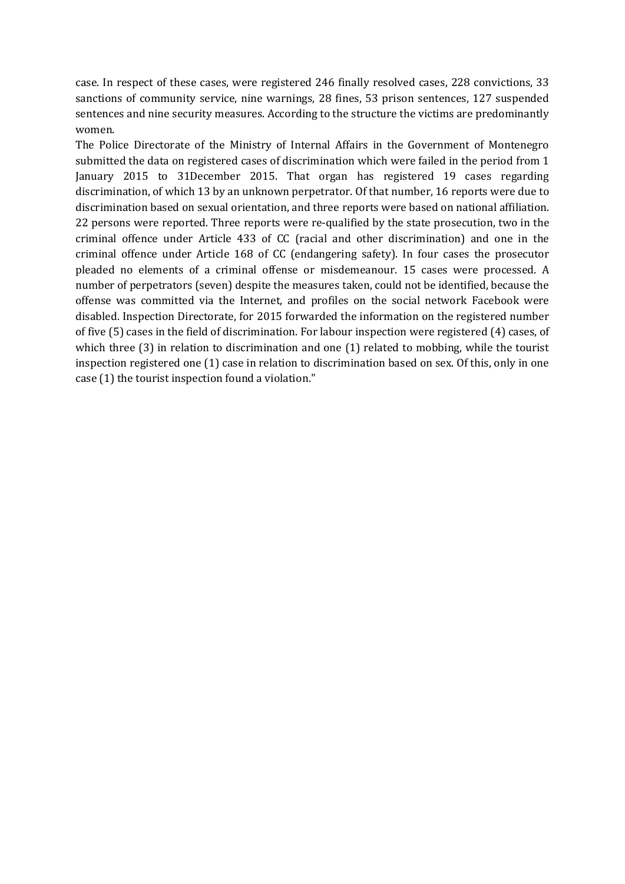case. In respect of these cases, were registered 246 finally resolved cases, 228 convictions, 33 sanctions of community service, nine warnings, 28 fines, 53 prison sentences, 127 suspended sentences and nine security measures. According to the structure the victims are predominantly women.

The Police Directorate of the Ministry of Internal Affairs in the Government of Montenegro submitted the data on registered cases of discrimination which were failed in the period from 1 January 2015 to 31December 2015. That organ has registered 19 cases regarding discrimination, of which 13 by an unknown perpetrator. Of that number, 16 reports were due to discrimination based on sexual orientation, and three reports were based on national affiliation. 22 persons were reported. Three reports were re-qualified by the state prosecution, two in the criminal offence under Article 433 of CC (racial and other discrimination) and one in the criminal offence under Article 168 of CC (endangering safety). In four cases the prosecutor pleaded no elements of a criminal offense or misdemeanour. 15 cases were processed. A number of perpetrators (seven) despite the measures taken, could not be identified, because the offense was committed via the Internet, and profiles on the social network Facebook were disabled. Inspection Directorate, for 2015 forwarded the information on the registered number of five (5) cases in the field of discrimination. For labour inspection were registered (4) cases, of which three (3) in relation to discrimination and one (1) related to mobbing, while the tourist inspection registered one (1) case in relation to discrimination based on sex. Of this, only in one case (1) the tourist inspection found a violation."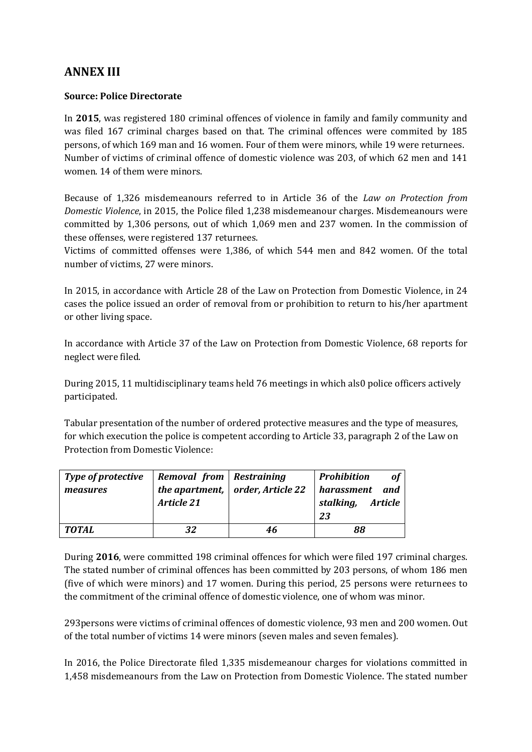## ANNEX III

**Source: Police Directorate**

In **2015**, was registered 180 criminal offences of violence in family and family community and was filed 167 criminal charges based on that. The criminal offences were commited by 185 persons, of which 169 man and 16 women. Four of them were minors, while 19 were returnees. Number of victims of criminal offence of domestic violence was 203, of which 62 men and 141 women. 14 of them were minors.

Because of 1,326 misdemeanours referred to in Article 36 of the *Law on Protection from Domestic Violence*, in 2015, the Police filed 1,238 misdemeanour charges. Misdemeanours were committed by 1,306 persons, out of which 1,069 men and 237 women. In the commission of these offenses, were registered 137 returnees.
Victims of committed offenses were 1,386, of which 544 men and 842 women. Of the total number of victims, 27 were minors.

In 2015, in accordance with Article 28 of the Law on Protection from Domestic Violence, in 24 cases the police issued an order of removal from or prohibition to return to his/her apartment or other living space.

In accordance with Article 37 of the Law on Protection from Domestic Violence, 68 reports for neglect were filed.

During 2015, 11 multidisciplinary teams held 76 meetings in which als0 police officers actively participated.

Tabular presentation of the number of ordered protective measures and the type of measures, for which execution the police is competent according to Article 33, paragraph 2 of the Law on Protection from Domestic Violence:

| ***Type of protective measures*** | ***Removal from the apartment, Article 21*** | ***Restraining order, Article 22*** | ***Prohibition of harassment and stalking, Article 23*** |
|---|---|---|---|
| ***TOTAL*** | ***32*** | ***46*** | ***88*** |

During **2016**, were committed 198 criminal offences for which were filed 197 criminal charges. The stated number of criminal offences has been committed by 203 persons, of whom 186 men (five of which were minors) and 17 women. During this period, 25 persons were returnees to the commitment of the criminal offence of domestic violence, one of whom was minor.

293persons were victims of criminal offences of domestic violence, 93 men and 200 women. Out of the total number of victims 14 were minors (seven males and seven females).

In 2016, the Police Directorate filed 1,335 misdemeanour charges for violations committed in 1,458 misdemeanours from the Law on Protection from Domestic Violence. The stated number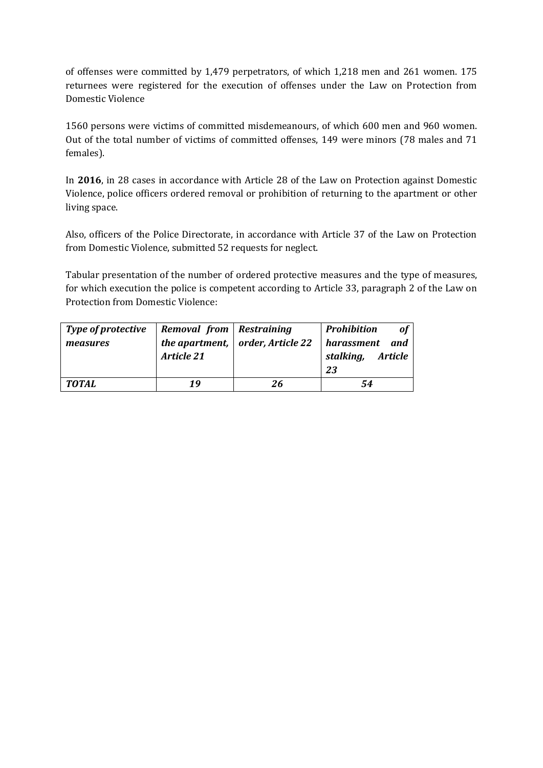of offenses were committed by 1,479 perpetrators, of which 1,218 men and 261 women. 175 returnees were registered for the execution of offenses under the Law on Protection from Domestic Violence

1560 persons were victims of committed misdemeanours, of which 600 men and 960 women. Out of the total number of victims of committed offenses, 149 were minors (78 males and 71 females).

In **2016**, in 28 cases in accordance with Article 28 of the Law on Protection against Domestic Violence, police officers ordered removal or prohibition of returning to the apartment or other living space.

Also, officers of the Police Directorate, in accordance with Article 37 of the Law on Protection from Domestic Violence, submitted 52 requests for neglect.

Tabular presentation of the number of ordered protective measures and the type of measures, for which execution the police is competent according to Article 33, paragraph 2 of the Law on Protection from Domestic Violence:

| ***Type of protective measures*** | ***Removal from the apartment, Article 21*** | ***Restraining order, Article 22*** | ***Prohibition of harassment and stalking, Article 23*** |
|---|---|---|---|
| ***TOTAL*** | ***19*** | ***26*** | ***54*** |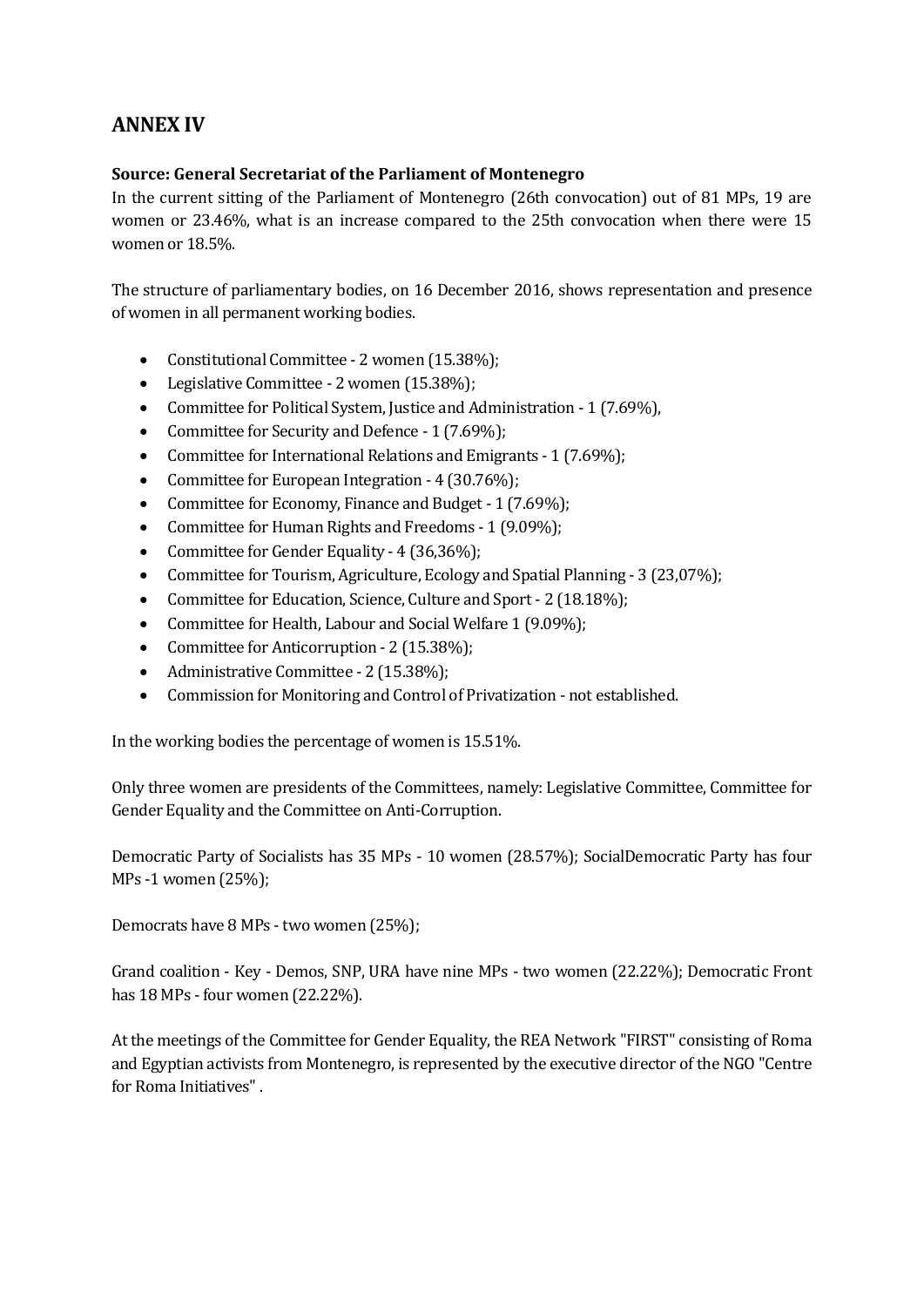## ANNEX IV

**Source: General Secretariat of the Parliament of Montenegro**

In the current sitting of the Parliament of Montenegro (26th convocation) out of 81 MPs, 19 are women or 23.46%, what is an increase compared to the 25th convocation when there were 15 women or 18.5%.

The structure of parliamentary bodies, on 16 December 2016, shows representation and presence of women in all permanent working bodies.

- Constitutional Committee - 2 women (15.38%);
- Legislative Committee - 2 women (15.38%);
- Committee for Political System, Justice and Administration - 1 (7.69%),
- Committee for Security and Defence - 1 (7.69%);
- Committee for International Relations and Emigrants - 1 (7.69%);
- Committee for European Integration - 4 (30.76%);
- Committee for Economy, Finance and Budget - 1 (7.69%);
- Committee for Human Rights and Freedoms - 1 (9.09%);
- Committee for Gender Equality - 4 (36,36%);
- Committee for Tourism, Agriculture, Ecology and Spatial Planning - 3 (23,07%);
- Committee for Education, Science, Culture and Sport - 2 (18.18%);
- Committee for Health, Labour and Social Welfare 1 (9.09%);
- Committee for Anticorruption - 2 (15.38%);
- Administrative Committee - 2 (15.38%);
- Commission for Monitoring and Control of Privatization - not established.

In the working bodies the percentage of women is 15.51%.

Only three women are presidents of the Committees, namely: Legislative Committee, Committee for Gender Equality and the Committee on Anti-Corruption.

Democratic Party of Socialists has 35 MPs - 10 women (28.57%); SocialDemocratic Party has four MPs -1 women (25%);

Democrats have 8 MPs - two women (25%);

Grand coalition - Key - Demos, SNP, URA have nine MPs - two women (22.22%); Democratic Front has 18 MPs - four women (22.22%).

At the meetings of the Committee for Gender Equality, the REA Network "FIRST" consisting of Roma and Egyptian activists from Montenegro, is represented by the executive director of the NGO "Centre for Roma Initiatives" .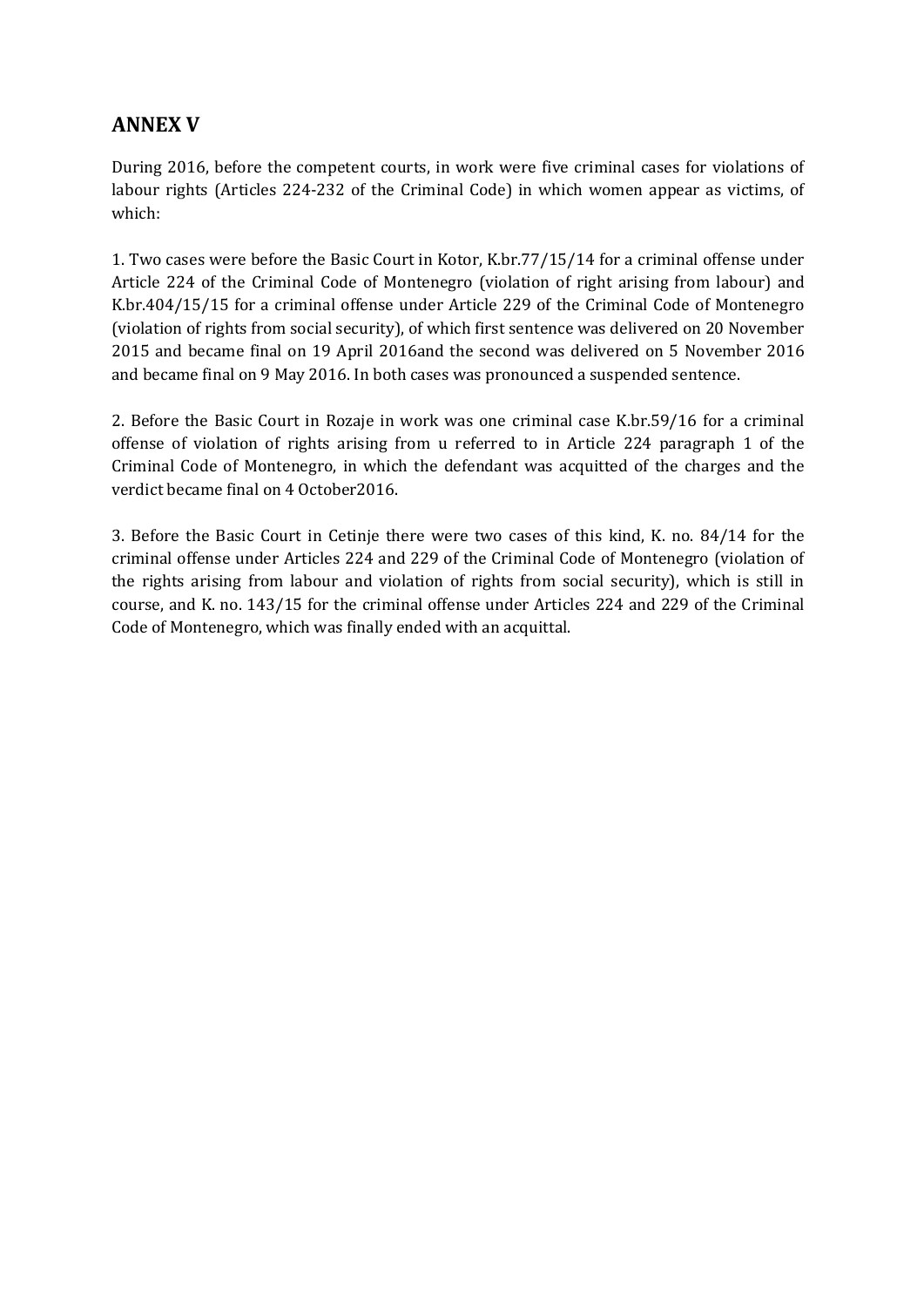## ANNEX V

During 2016, before the competent courts, in work were five criminal cases for violations of labour rights (Articles 224-232 of the Criminal Code) in which women appear as victims, of which:

1. Two cases were before the Basic Court in Kotor, K.br.77/15/14 for a criminal offense under Article 224 of the Criminal Code of Montenegro (violation of right arising from labour) and K.br.404/15/15 for a criminal offense under Article 229 of the Criminal Code of Montenegro (violation of rights from social security), of which first sentence was delivered on 20 November 2015 and became final on 19 April 2016and the second was delivered on 5 November 2016 and became final on 9 May 2016. In both cases was pronounced a suspended sentence.

2. Before the Basic Court in Rozaje in work was one criminal case K.br.59/16 for a criminal offense of violation of rights arising from u referred to in Article 224 paragraph 1 of the Criminal Code of Montenegro, in which the defendant was acquitted of the charges and the verdict became final on 4 October2016.

3. Before the Basic Court in Cetinje there were two cases of this kind, K. no. 84/14 for the criminal offense under Articles 224 and 229 of the Criminal Code of Montenegro (violation of the rights arising from labour and violation of rights from social security), which is still in course, and K. no. 143/15 for the criminal offense under Articles 224 and 229 of the Criminal Code of Montenegro, which was finally ended with an acquittal.